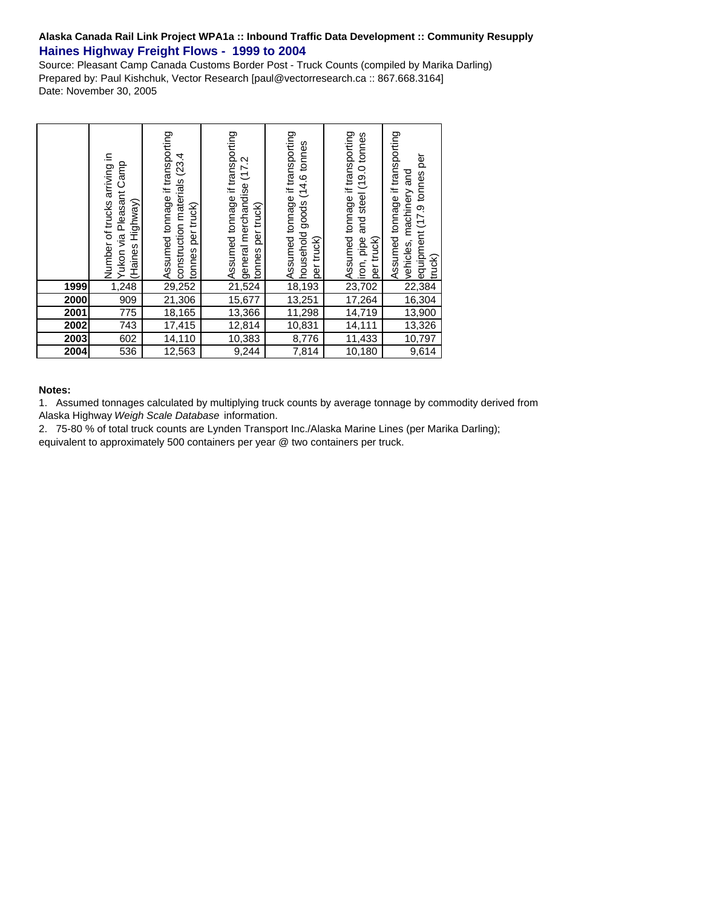**Alaska Canada Rail Link Project WPA1a :: Inbound Traffic Data Development :: Community Resupply**

## Haines Highway Freight Flows - 1999 to 2004

Source: Pleasant Camp Canada Customs Border Post - Truck Counts (compiled by Marika Darling)
Prepared by: Paul Kishchuk, Vector Research [paul@vectorresearch.ca :: 867.668.3164]
Date: November 30, 2005

| | Number of trucks arriving in Yukon via Pleasant Camp (Haines Highway) | Assumed tonnage if transporting construction materials (23.4 tonnes per truck) | Assumed tonnage if transporting general merchandise (17.2 tonnes per truck) | Assumed tonnage if transporting household goods (14.6 tonnes per truck) | Assumed tonnage if transporting iron, pipe and steel (19.0 tonnes per truck) | Assumed tonnage if transporting vehicles, machinery and equipment (17.9 tonnes per truck) |
|---|---|---|---|---|---|---|
| **1999** | 1,248 | 29,252 | 21,524 | 18,193 | 23,702 | 22,384 |
| **2000** | 909 | 21,306 | 15,677 | 13,251 | 17,264 | 16,304 |
| **2001** | 775 | 18,165 | 13,366 | 11,298 | 14,719 | 13,900 |
| **2002** | 743 | 17,415 | 12,814 | 10,831 | 14,111 | 13,326 |
| **2003** | 602 | 14,110 | 10,383 | 8,776 | 11,433 | 10,797 |
| **2004** | 536 | 12,563 | 9,244 | 7,814 | 10,180 | 9,614 |

**Notes:**

1. Assumed tonnages calculated by multiplying truck counts by average tonnage by commodity derived from Alaska Highway *Weigh Scale Database* information.
2. 75-80 % of total truck counts are Lynden Transport Inc./Alaska Marine Lines (per Marika Darling); equivalent to approximately 500 containers per year @ two containers per truck.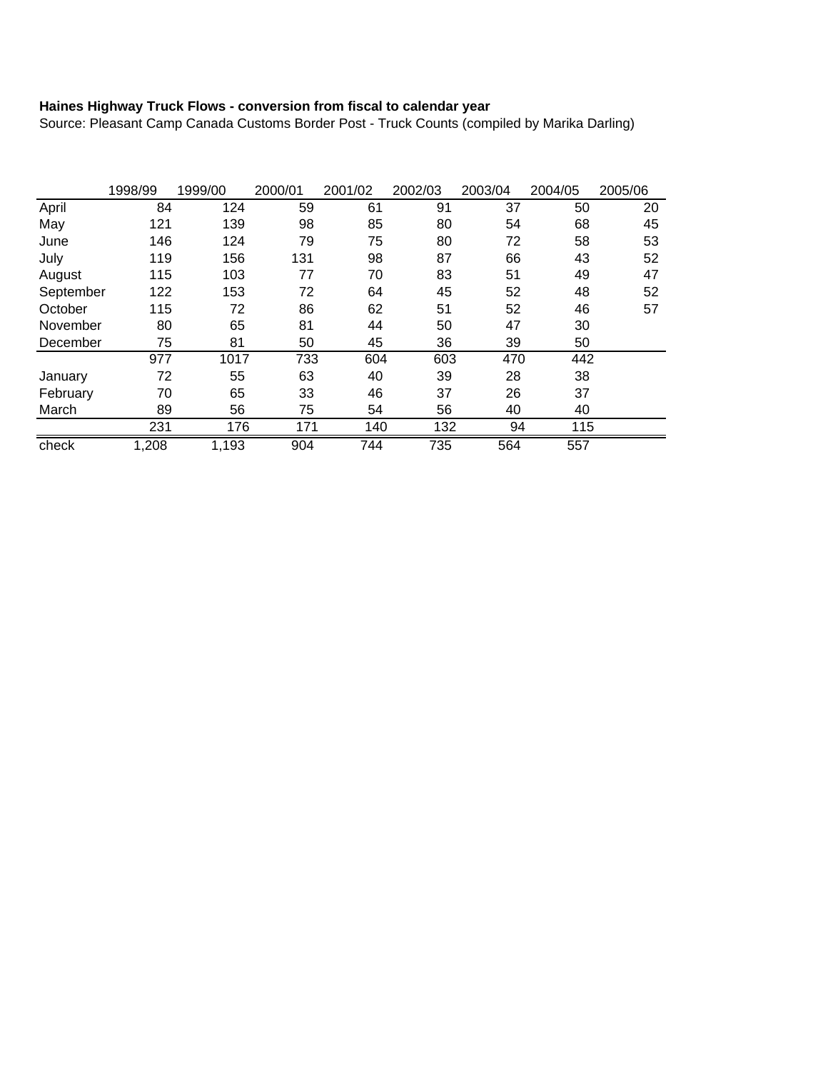**Haines Highway Truck Flows - conversion from fiscal to calendar year**

Source: Pleasant Camp Canada Customs Border Post - Truck Counts (compiled by Marika Darling)

| | 1998/99 | 1999/00 | 2000/01 | 2001/02 | 2002/03 | 2003/04 | 2004/05 | 2005/06 |
|---|---|---|---|---|---|---|---|---|
| April | 84 | 124 | 59 | 61 | 91 | 37 | 50 | 20 |
| May | 121 | 139 | 98 | 85 | 80 | 54 | 68 | 45 |
| June | 146 | 124 | 79 | 75 | 80 | 72 | 58 | 53 |
| July | 119 | 156 | 131 | 98 | 87 | 66 | 43 | 52 |
| August | 115 | 103 | 77 | 70 | 83 | 51 | 49 | 47 |
| September | 122 | 153 | 72 | 64 | 45 | 52 | 48 | 52 |
| October | 115 | 72 | 86 | 62 | 51 | 52 | 46 | 57 |
| November | 80 | 65 | 81 | 44 | 50 | 47 | 30 | |
| December | 75 | 81 | 50 | 45 | 36 | 39 | 50 | |
| | 977 | 1017 | 733 | 604 | 603 | 470 | 442 | |
| January | 72 | 55 | 63 | 40 | 39 | 28 | 38 | |
| February | 70 | 65 | 33 | 46 | 37 | 26 | 37 | |
| March | 89 | 56 | 75 | 54 | 56 | 40 | 40 | |
| | 231 | 176 | 171 | 140 | 132 | 94 | 115 | |
| check | 1,208 | 1,193 | 904 | 744 | 735 | 564 | 557 | |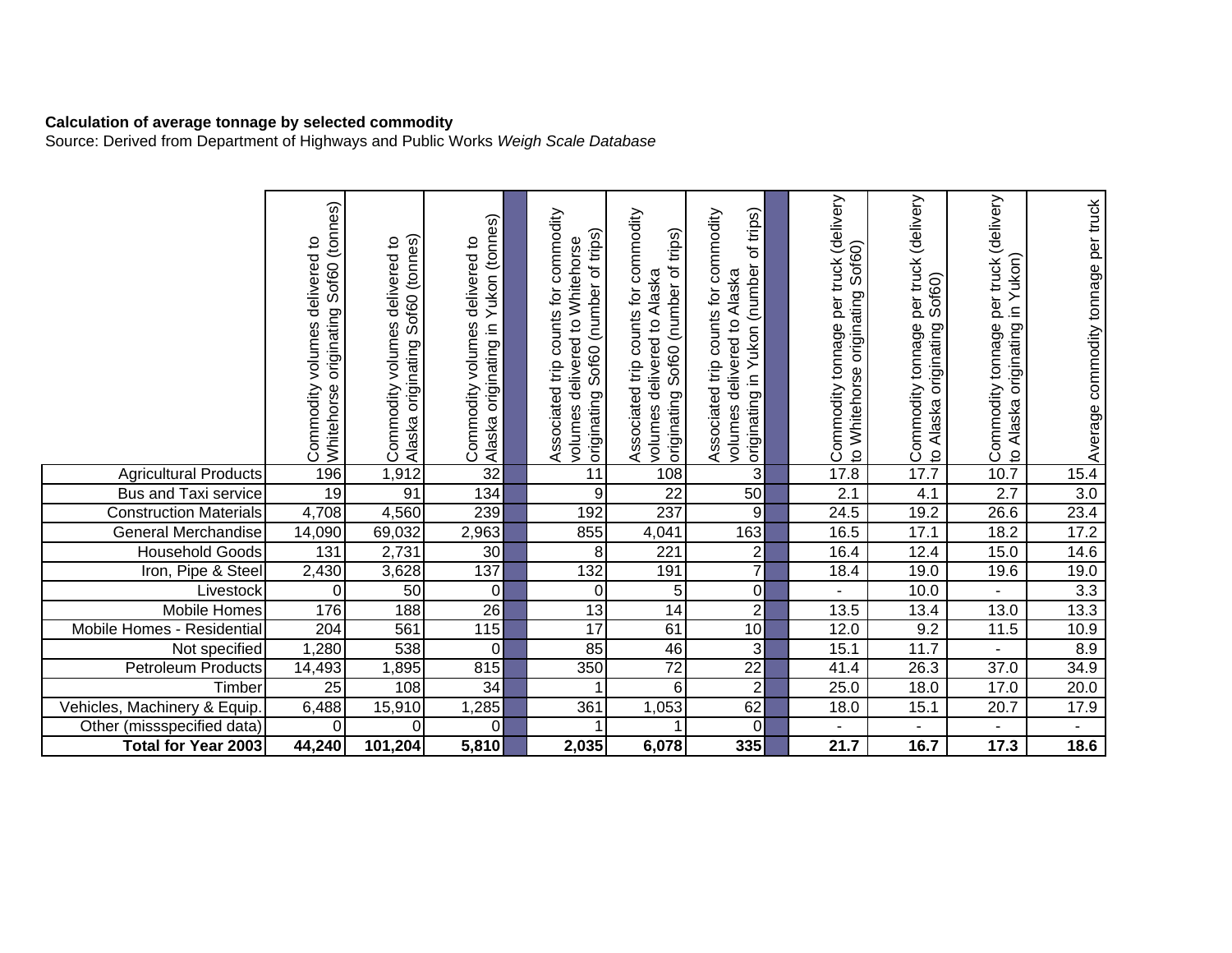**Calculation of average tonnage by selected commodity**

Source: Derived from Department of Highways and Public Works *Weigh Scale Database*

| | Commodity volumes delivered to Whitehorse originating Sof60 (tonnes) | Commodity volumes delivered to Alaska originating Sof60 (tonnes) | Commodity volumes delivered to Alaska originating in Yukon (tonnes) | | Associated trip counts for commodity volumes delivered to Whitehorse originating Sof60 (number of trips) | Associated trip counts for commodity volumes delivered to Alaska originating Sof60 (number of trips) | Associated trip counts for commodity volumes delivered to Alaska originating in Yukon (number of trips) | | Commodity tonnage per truck (delivery to Whitehorse originating Sof60) | Commodity tonnage per truck (delivery to Alaska originating Sof60) | Commodity tonnage per truck (delivery to Alaska originating in Yukon) | Average commodity tonnage per truck |
|---|---|---|---|---|---|---|---|---|---|---|---|---|
| Agricultural Products | 196 | 1,912 | 32 | | 11 | 108 | 3 | | 17.8 | 17.7 | 10.7 | 15.4 |
| Bus and Taxi service | 19 | 91 | 134 | | 9 | 22 | 50 | | 2.1 | 4.1 | 2.7 | 3.0 |
| Construction Materials | 4,708 | 4,560 | 239 | | 192 | 237 | 9 | | 24.5 | 19.2 | 26.6 | 23.4 |
| General Merchandise | 14,090 | 69,032 | 2,963 | | 855 | 4,041 | 163 | | 16.5 | 17.1 | 18.2 | 17.2 |
| Household Goods | 131 | 2,731 | 30 | | 8 | 221 | 2 | | 16.4 | 12.4 | 15.0 | 14.6 |
| Iron, Pipe & Steel | 2,430 | 3,628 | 137 | | 132 | 191 | 7 | | 18.4 | 19.0 | 19.6 | 19.0 |
| Livestock | 0 | 50 | 0 | | 0 | 5 | 0 | | - | 10.0 | - | 3.3 |
| Mobile Homes | 176 | 188 | 26 | | 13 | 14 | 2 | | 13.5 | 13.4 | 13.0 | 13.3 |
| Mobile Homes - Residential | 204 | 561 | 115 | | 17 | 61 | 10 | | 12.0 | 9.2 | 11.5 | 10.9 |
| Not specified | 1,280 | 538 | 0 | | 85 | 46 | 3 | | 15.1 | 11.7 | - | 8.9 |
| Petroleum Products | 14,493 | 1,895 | 815 | | 350 | 72 | 22 | | 41.4 | 26.3 | 37.0 | 34.9 |
| Timber | 25 | 108 | 34 | | 1 | 6 | 2 | | 25.0 | 18.0 | 17.0 | 20.0 |
| Vehicles, Machinery & Equip. | 6,488 | 15,910 | 1,285 | | 361 | 1,053 | 62 | | 18.0 | 15.1 | 20.7 | 17.9 |
| Other (missspecified data) | 0 | 0 | 0 | | 1 | 1 | 0 | | - | - | - | - |
| **Total for Year 2003** | **44,240** | **101,204** | **5,810** | | **2,035** | **6,078** | **335** | | **21.7** | **16.7** | **17.3** | **18.6** |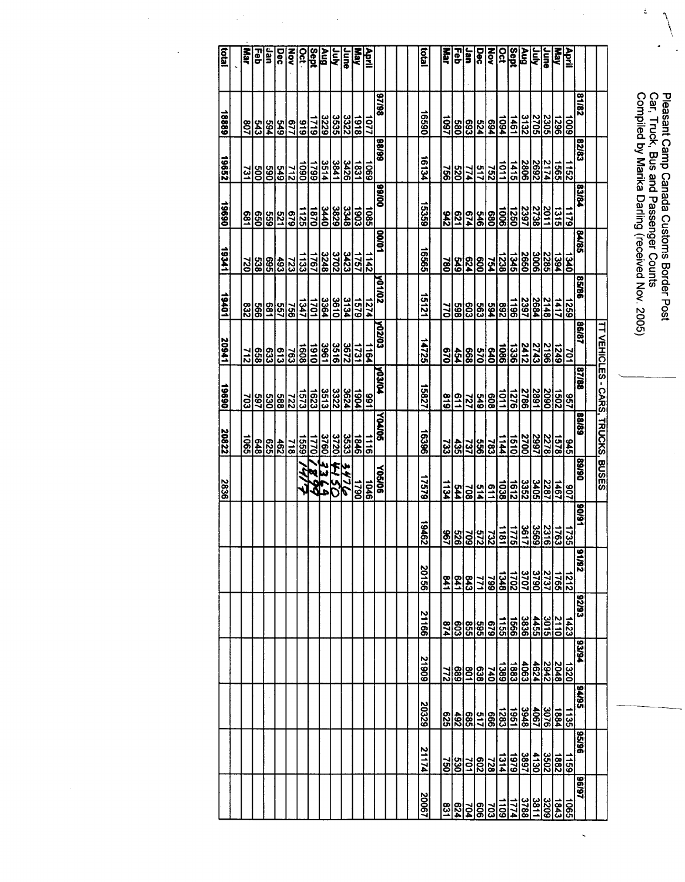Pleasant Camp Canada Customs Border Post
Car, Truck, Bus and Passenger Counts
Compiled by Marika Darling (received Nov. 2005)

**TT VEHICLES - CARS, TRUCKS, BUSES**

| | 81/82 | 82/83 | 83/84 | 84/85 | 85/86 | 86/87 | 87/88 | 88/89 | 89/90 | 90/91 | 91/92 | 92/93 | 93/94 | 94/95 | 95/96 | 96/97 |
|---|---|---|---|---|---|---|---|---|---|---|---|---|---|---|---|---|
| April | 1009 | 1152 | 1179 | 1340 | 1259 | 701 | 957 | 945 | 907 | 1735 | 1212 | 1423 | 1320 | 1135 | 1159 | 1065 |
| May | 1296 | 1565 | 1315 | 1394 | 1417 | 1249 | 1502 | 1578 | 1467 | 1763 | 1765 | 2110 | 2048 | 1884 | 1882 | 1843 |
| June | 2305 | 2174 | 2011 | 2285 | 2148 | 2196 | 2090 | 2278 | 2287 | 2316 | 2737 | 3015 | 2942 | 3076 | 3502 | 3209 |
| July | 2705 | 2692 | 2738 | 3006 | 2684 | 2743 | 2891 | 2997 | 3405 | 3569 | 3790 | 4455 | 4624 | 4067 | 4130 | 3811 |
| Aug | 3132 | 2806 | 2397 | 2650 | 2397 | 2412 | 2786 | 2700 | 3352 | 3617 | 3707 | 3836 | 4063 | 3948 | 3897 | 3788 |
| Sept | 1461 | 1415 | 1250 | 1345 | 1196 | 1336 | 1276 | 1510 | 1612 | 1775 | 1702 | 1566 | 1883 | 1951 | 1979 | 1774 |
| Oct | 1094 | 1011 | 1006 | 1238 | 892 | 1086 | 1011 | 1144 | 1038 | 1181 | 1348 | 1155 | 1389 | 1283 | 1314 | 1109 |
| Nov | 694 | 752 | 680 | 754 | 594 | 640 | 608 | 783 | 611 | 732 | 799 | 679 | 740 | 666 | 728 | 703 |
| Dec | 524 | 517 | 546 | 600 | 563 | 570 | 549 | 556 | 514 | 572 | 771 | 595 | 638 | 517 | 602 | 606 |
| Jan | 693 | 774 | 674 | 624 | 603 | 668 | 727 | 737 | 708 | 709 | 843 | 855 | 801 | 685 | 701 | 704 |
| Feb | 580 | 520 | 621 | 549 | 598 | 454 | 611 | 435 | 544 | 526 | 641 | 603 | 689 | 492 | 530 | 624 |
| Mar | 1097 | 756 | 942 | 780 | 770 | 670 | 819 | 733 | 1134 | 967 | 841 | 874 | 772 | 625 | 750 | 831 |
| total | 16590 | 16134 | 15359 | 16565 | 15121 | 14725 | 15827 | 16396 | 17579 | 19462 | 20156 | 21166 | 21909 | 20329 | 21174 | 20067 |

| | 97/98 | 98/99 | 99/00 | 00/01 | y01/02 | y02/03 | y03/04 | Y04/05 | Y05/06 |
|---|---|---|---|---|---|---|---|---|---|
| April | 1077 | 1069 | 1085 | 1142 | 1274 | 1164 | 991 | 1116 | 1046 |
| May | 1918 | 1831 | 1903 | 1757 | 1579 | 1731 | 1904 | 1846 | 1790 |
| June | 3322 | 3426 | 3348 | 3423 | 3134 | 3672 | 3624 | 3533 | 3476 |
| July | 3535 | 3841 | 3829 | 3702 | 3610 | 3516 | 3322 | 3720 | 4150 |
| Aug | 3229 | 3514 | 3440 | 3248 | 3364 | 3961 | 3513 | 3760 | 3369 |
| Sept | 1719 | 1799 | 1870 | 1767 | 1701 | 1910 | 1623 | 1770 | 1899 |
| Oct | 919 | 1090 | 1125 | 1133 | 1347 | 1608 | 1573 | 1559 | 1477 |
| Nov | 677 | 712 | 679 | 723 | 756 | 763 | 722 | 718 | |
| Dec | 549 | 549 | 521 | 493 | 557 | 613 | 588 | 462 | |
| Jan | 594 | 590 | 559 | 695 | 681 | 633 | 530 | 625 | |
| Feb | 543 | 500 | 650 | 538 | 566 | 658 | 597 | 648 | |
| Mar | 807 | 731 | 681 | 720 | 832 | 712 | 703 | 1065 | |
| total | 18889 | 19652 | 19690 | 19341 | 19401 | 20941 | 19690 | 20822 | 2836 |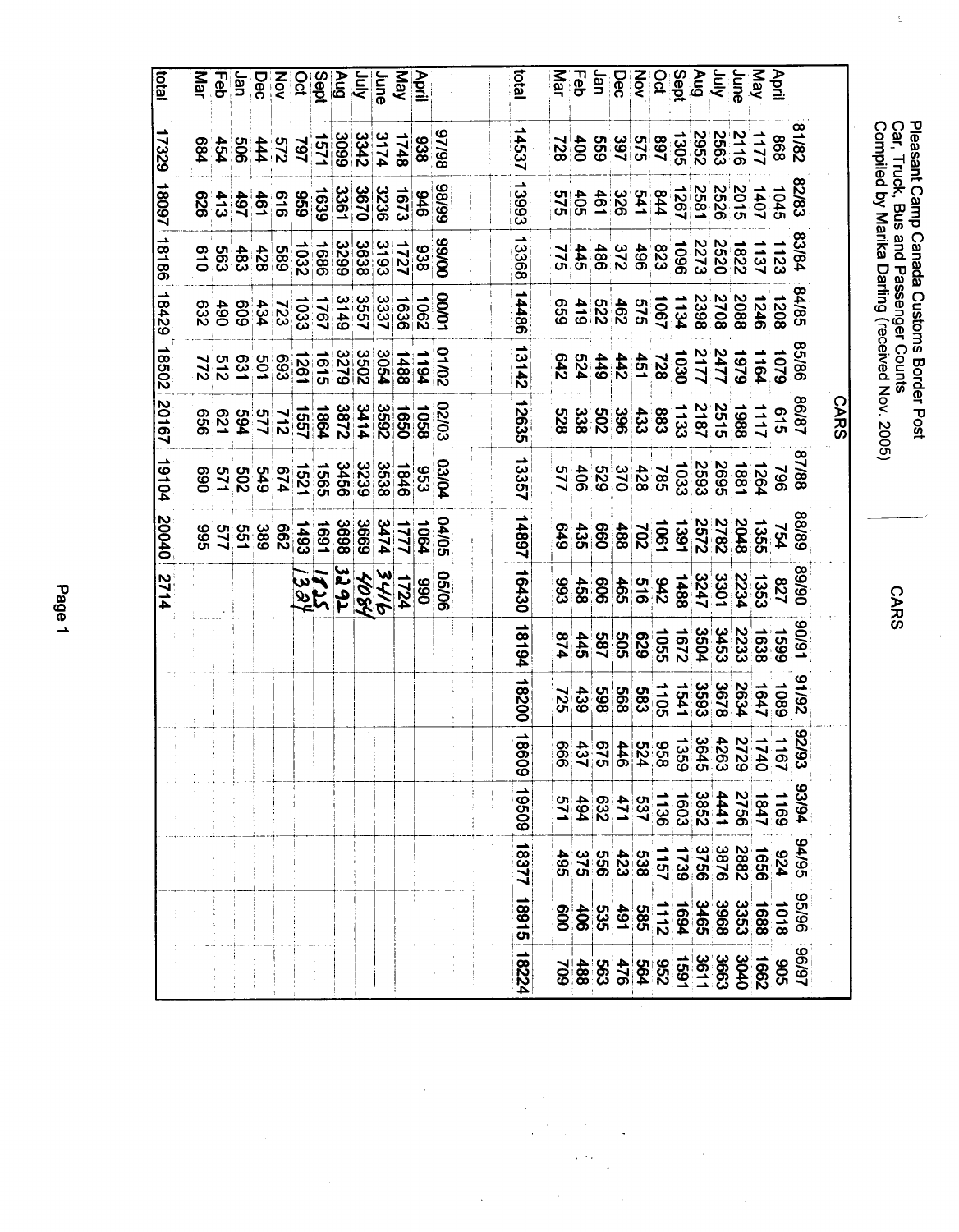Pleasant Camp Canada Customs Border Post
Car, Truck, Bus and Passenger Counts
Compiled by Marika Darling (received Nov. 2005)

## CARS

| | 81/82 | 82/83 | 83/84 | 84/85 | 85/86 | 86/87 | 87/88 | 88/89 | 89/90 | 90/91 | 91/92 | 92/93 | 93/94 | 94/95 | 95/96 | 96/97 |
|---|---|---|---|---|---|---|---|---|---|---|---|---|---|---|---|---|
| April | 868 | 1045 | 1123 | 1208 | 1079 | 615 | 796 | 754 | 827 | 1599 | 1089 | 1167 | 1169 | 924 | 1018 | 905 |
| May | 1177 | 1407 | 1137 | 1246 | 1164 | 1117 | 1264 | 1355 | 1353 | 1638 | 1647 | 1740 | 1847 | 1656 | 1688 | 1662 |
| June | 2116 | 2015 | 1822 | 2088 | 1979 | 1988 | 1881 | 2048 | 2234 | 2233 | 2634 | 2729 | 2756 | 2882 | 3353 | 3040 |
| July | 2563 | 2526 | 2520 | 2708 | 2477 | 2515 | 2695 | 2782 | 3301 | 3453 | 3678 | 4263 | 4441 | 3876 | 3968 | 3663 |
| Aug | 2952 | 2581 | 2273 | 2398 | 2177 | 2187 | 2593 | 2572 | 3247 | 3504 | 3593 | 3645 | 3852 | 3756 | 3465 | 3611 |
| Sept | 1305 | 1267 | 1096 | 1134 | 1030 | 1133 | 1033 | 1391 | 1488 | 1672 | 1541 | 1359 | 1603 | 1739 | 1694 | 1591 |
| Oct | 897 | 844 | 823 | 1067 | 728 | 883 | 785 | 1061 | 942 | 1055 | 1105 | 958 | 1136 | 1157 | 1112 | 952 |
| Nov | 575 | 541 | 496 | 575 | 451 | 433 | 428 | 702 | 516 | 629 | 583 | 524 | 537 | 538 | 585 | 564 |
| Dec | 397 | 326 | 372 | 462 | 442 | 396 | 370 | 488 | 465 | 505 | 568 | 446 | 471 | 423 | 491 | 476 |
| Jan | 559 | 461 | 486 | 522 | 449 | 502 | 529 | 660 | 606 | 587 | 598 | 675 | 632 | 556 | 535 | 563 |
| Feb | 400 | 405 | 445 | 419 | 524 | 338 | 406 | 435 | 458 | 445 | 439 | 437 | 494 | 375 | 406 | 488 |
| Mar | 728 | 575 | 775 | 659 | 642 | 528 | 577 | 649 | 993 | 874 | 725 | 666 | 571 | 495 | 600 | 709 |
| total | 14537 | 13993 | 13368 | 14486 | 13142 | 12635 | 13357 | 14897 | 16430 | 18194 | 18200 | 18609 | 19509 | 18377 | 18915 | 18224 |

| | 97/98 | 98/99 | 99/00 | 00/01 | 01/02 | 02/03 | 03/04 | 04/05 | 05/06 |
|---|---|---|---|---|---|---|---|---|---|
| April | 938 | 946 | 938 | 1062 | 1194 | 1058 | 953 | 1064 | 990 |
| May | 1748 | 1673 | 1727 | 1636 | 1488 | 1650 | 1846 | 1777 | 1724 |
| June | 3174 | 3236 | 3193 | 3337 | 3054 | 3592 | 3538 | 3474 | 3416 |
| July | 3342 | 3670 | 3638 | 3557 | 3502 | 3414 | 3239 | 3669 | 4084 |
| Aug | 3099 | 3361 | 3299 | 3149 | 3279 | 3872 | 3456 | 3698 | 3292 |
| Sept | 1571 | 1639 | 1686 | 1767 | 1615 | 1864 | 1565 | 1691 | 1825 |
| Oct | 797 | 959 | 1032 | 1033 | 1261 | 1557 | 1521 | 1493 | 1384 |
| Nov | 572 | 616 | 589 | 723 | 693 | 712 | 674 | 662 | |
| Dec | 444 | 461 | 428 | 434 | 501 | 577 | 549 | 389 | |
| Jan | 506 | 497 | 483 | 609 | 631 | 594 | 502 | 551 | |
| Feb | 454 | 413 | 563 | 490 | 512 | 621 | 571 | 577 | |
| Mar | 684 | 626 | 610 | 632 | 772 | 656 | 690 | 995 | |
| total | 17329 | 18097 | 18186 | 18429 | 18502 | 20167 | 19104 | 20040 | 2714 |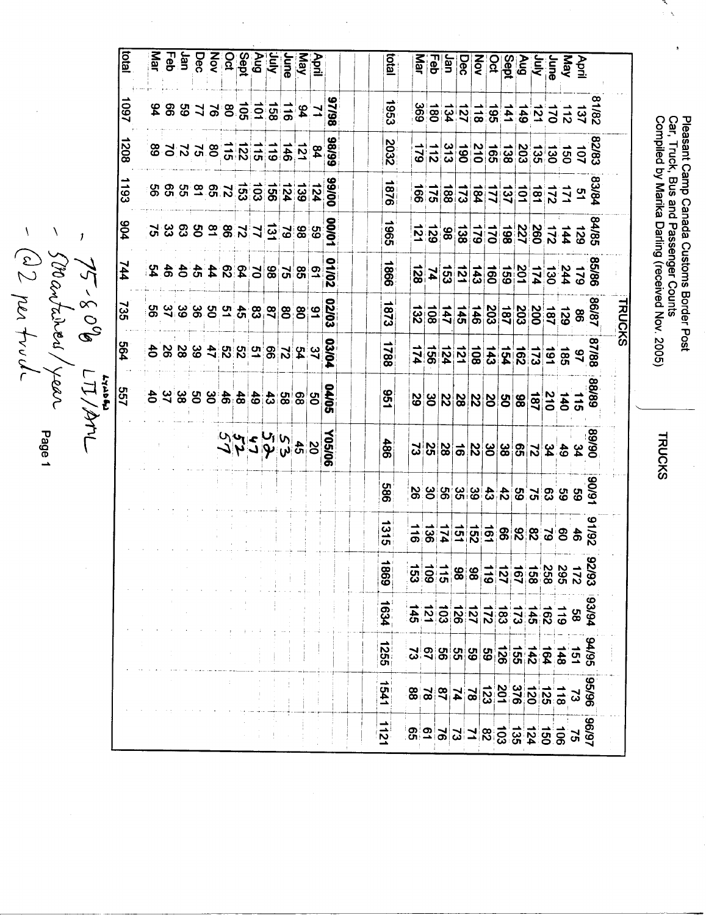Pleasant Camp Canada Customs Border Post
Car, Truck, Bus and Passenger Counts
Compiled by Marika Darling (received Nov. 2005)

# TRUCKS

|  | 81/82 | 82/83 | 83/84 | 84/85 | 85/86 | 86/87 | 87/88 | 88/89 | 89/90 | 90/91 | 91/92 | 92/93 | 93/94 | 94/95 | 95/96 | 96/97 |
|---|---|---|---|---|---|---|---|---|---|---|---|---|---|---|---|---|
| April | 137 | 107 | 51 | 129 | 179 | 86 | 97 | 115 | 34 | 59 | 46 | 172 | 58 | 151 | 73 | 75 |
| May | 112 | 150 | 171 | 144 | 244 | 129 | 185 | 140 | 49 | 59 | 60 | 295 | 119 | 148 | 118 | 106 |
| June | 170 | 130 | 172 | 172 | 130 | 187 | 191 | 210 | 34 | 63 | 79 | 258 | 162 | 164 | 125 | 150 |
| July | 121 | 135 | 181 | 260 | 174 | 200 | 173 | 187 | 72 | 75 | 82 | 158 | 145 | 142 | 120 | 124 |
| Aug | 149 | 203 | 101 | 227 | 201 | 203 | 162 | 98 | 65 | 59 | 92 | 167 | 173 | 155 | 376 | 135 |
| Sept | 141 | 138 | 137 | 198 | 159 | 187 | 154 | 50 | 38 | 42 | 66 | 127 | 183 | 126 | 201 | 103 |
| Oct | 195 | 165 | 177 | 170 | 160 | 203 | 143 | 20 | 30 | 43 | 161 | 119 | 172 | 59 | 123 | 82 |
| Nov | 118 | 210 | 184 | 179 | 143 | 146 | 108 | 22 | 22 | 39 | 152 | 98 | 127 | 59 | 78 | 71 |
| Dec | 127 | 190 | 173 | 138 | 121 | 145 | 121 | 28 | 16 | 35 | 151 | 98 | 126 | 55 | 74 | 73 |
| Jan | 134 | 313 | 188 | 98 | 153 | 147 | 124 | 22 | 28 | 56 | 174 | 115 | 103 | 56 | 87 | 76 |
| Feb | 180 | 112 | 175 | 129 | 74 | 108 | 156 | 30 | 25 | 30 | 136 | 109 | 121 | 67 | 78 | 61 |
| Mar | 369 | 179 | 166 | 121 | 128 | 132 | 174 | 29 | 73 | 26 | 116 | 153 | 145 | 73 | 88 | 65 |
| total | 1953 | 2032 | 1876 | 1965 | 1866 | 1873 | 1788 | 951 | 486 | 586 | 1315 | 1869 | 1634 | 1255 | 1541 | 1121 |

|  | 97/98 | 98/99 | 99/00 | 00/01 | 01/02 | 02/03 | 03/04 | 04/05 | Y05/06 |
|---|---|---|---|---|---|---|---|---|---|
| April | 71 | 84 | 124 | 59 | 61 | 91 | 37 | 50 | 20 |
| May | 94 | 121 | 139 | 98 | 85 | 80 | 54 | 68 | 45 |
| June | 116 | 146 | 124 | 79 | 75 | 80 | 72 | 58 | 53 |
| July | 158 | 119 | 156 | 131 | 98 | 87 | 66 | 43 | 52 |
| Aug | 101 | 115 | 103 | 77 | 70 | 83 | 51 | 49 | 47 |
| Sept | 105 | 122 | 153 | 72 | 64 | 45 | 52 | 48 | 52 |
| Oct | 80 | 115 | 72 | 86 | 62 | 51 | 52 | 46 | 57 |
| Nov | 76 | 80 | 65 | 81 | 44 | 50 | 47 | 30 |  |
| Dec | 77 | 75 | 81 | 50 | 45 | 36 | 39 | 50 |  |
| Jan | 59 | 72 | 55 | 63 | 40 | 39 | 28 | 38 |  |
| Feb | 66 | 70 | 65 | 33 | 46 | 37 | 26 | 37 |  |
| Mar | 94 | 89 | 56 | 75 | 54 | 56 | 40 | 40 |  |
| total | 1097 | 1208 | 1193 | 904 | 744 | 735 | 564 | 557 |  |

- 75-80% LTI/AML (Lynden)
- 500 containers/year
- @2 per truck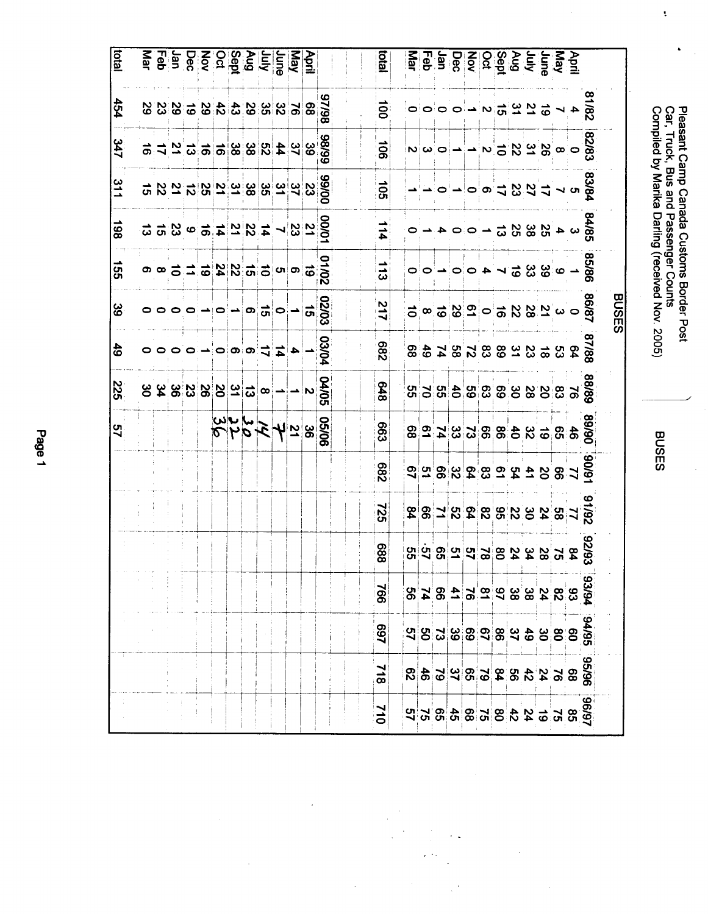Pleasant Camp Canada Customs Border Post
Car, Truck, Bus and Passenger Counts
Compiled by Marika Darling (received Nov. 2005)

**BUSES**

## BUSES

| | 81/82 | 82/83 | 83/84 | 84/85 | 85/86 | 86/87 | 87/88 | 88/89 | 89/90 | 90/91 | 91/92 | 92/93 | 93/94 | 94/95 | 95/96 | 96/97 |
|---|---|---|---|---|---|---|---|---|---|---|---|---|---|---|---|---|
| April | 4 | 0 | 5 | 3 | 1 | 0 | 64 | 76 | 46 | 77 | 77 | 84 | 93 | 60 | 68 | 85 |
| May | 7 | 8 | 7 | 4 | 9 | 3 | 53 | 83 | 65 | 66 | 58 | 75 | 82 | 80 | 76 | 75 |
| June | 19 | 26 | 17 | 25 | 39 | 21 | 18 | 20 | 19 | 20 | 24 | 28 | 24 | 30 | 24 | 19 |
| July | 21 | 31 | 27 | 38 | 33 | 28 | 23 | 28 | 32 | 41 | 30 | 34 | 38 | 49 | 42 | 24 |
| Aug | 31 | 22 | 23 | 25 | 19 | 22 | 31 | 30 | 40 | 54 | 22 | 24 | 38 | 37 | 56 | 42 |
| Sept | 15 | 10 | 17 | 13 | 7 | 16 | 89 | 69 | 86 | 61 | 95 | 80 | 97 | 86 | 84 | 80 |
| Oct | 2 | 2 | 6 | 1 | 4 | 0 | 83 | 63 | 66 | 83 | 82 | 78 | 81 | 67 | 79 | 75 |
| Nov | 1 | 1 | 0 | 0 | 0 | 61 | 72 | 59 | 73 | 64 | 64 | 57 | 76 | 69 | 65 | 68 |
| Dec | 0 | 1 | 1 | 0 | 0 | 29 | 58 | 40 | 33 | 32 | 52 | 51 | 41 | 39 | 37 | 45 |
| Jan | 0 | 0 | 0 | 4 | 1 | 19 | 74 | 55 | 74 | 66 | 71 | 65 | 66 | 73 | 79 | 65 |
| Feb | 0 | 3 | 1 | 1 | 0 | 8 | 49 | 70 | 61 | 51 | 66 | 57 | 74 | 50 | 46 | 75 |
| Mar | 0 | 2 | 1 | 0 | 0 | 10 | 68 | 55 | 68 | 67 | 84 | 55 | 56 | 57 | 62 | 57 |
| total | 100 | 106 | 105 | 114 | 113 | 217 | 682 | 648 | 663 | 682 | 725 | 688 | 766 | 697 | 718 | 710 |

| | 97/98 | 98/99 | 99/00 | 00/01 | 01/02 | 02/03 | 03/04 | 04/05 | 05/06 |
|---|---|---|---|---|---|---|---|---|---|
| April | 68 | 39 | 23 | 21 | 19 | 15 | 1 | 2 | 36 |
| May | 76 | 37 | 37 | 23 | 6 | 1 | 4 | 1 | 21 |
| June | 32 | 44 | 31 | 7 | 5 | 0 | 14 | 1 | 7 |
| July | 35 | 52 | 35 | 14 | 10 | 15 | 17 | 8 | 14 |
| Aug | 29 | 38 | 38 | 22 | 15 | 6 | 6 | 13 | 30 |
| Sept | 43 | 38 | 31 | 21 | 22 | 1 | 6 | 31 | 22 |
| Oct | 42 | 16 | 21 | 14 | 24 | 0 | 0 | 20 | 36 |
| Nov | 29 | 16 | 25 | 16 | 19 | 1 | 1 | 26 | |
| Dec | 19 | 13 | 12 | 9 | 11 | 0 | 0 | 23 | |
| Jan | 29 | 21 | 21 | 23 | 10 | 0 | 0 | 36 | |
| Feb | 23 | 17 | 22 | 15 | 8 | 0 | 0 | 34 | |
| Mar | 29 | 16 | 15 | 13 | 6 | 0 | 0 | 30 | |
| total | 454 | 347 | 311 | 198 | 155 | 39 | 49 | 225 | 57 |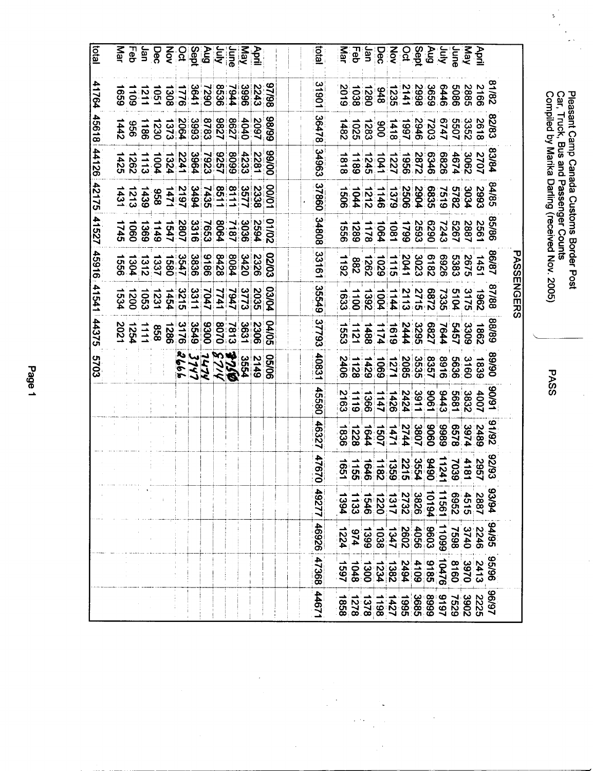Pleasant Camp Canada Customs Border Post
Car, Truck, Bus and Passenger Counts
Compiled by Marika Darling (received Nov. 2005)

PASS

## PASSENGERS

| | 81/82 | 82/83 | 83/84 | 84/85 | 85/86 | 86/87 | 87/88 | 88/89 | 89/90 | 90/91 | 91/92 | 92/93 | 93/94 | 94/95 | 95/96 | 96/97 |
|---|---|---|---|---|---|---|---|---|---|---|---|---|---|---|---|---|
| April | 2166 | 2618 | 2707 | 2993 | 2561 | 1451 | 1962 | 1862 | 1839 | 4007 | 2489 | 2957 | 2887 | 2246 | 2413 | 2225 |
| May | 2885 | 3352 | 3062 | 3034 | 2887 | 2675 | 3175 | 3309 | 3160 | 3832 | 3974 | 4181 | 4515 | 3740 | 3970 | 3902 |
| June | 5086 | 5507 | 4674 | 5782 | 5267 | 5383 | 5104 | 5457 | 5636 | 5681 | 6578 | 7039 | 6952 | 7598 | 8160 | 7529 |
| July | 6446 | 6747 | 6826 | 7519 | 7243 | 6926 | 7335 | 7644 | 8916 | 9443 | 9989 | 11241 | 11561 | 11099 | 10476 | 9197 |
| Aug | 3659 | 7203 | 6346 | 6835 | 6290 | 6182 | 6872 | 6827 | 8357 | 9061 | 9060 | 9490 | 10194 | 9603 | 9185 | 8999 |
| Sept | 2998 | 2946 | 2872 | 2904 | 2593 | 3023 | 2715 | 3295 | 3535 | 3911 | 3807 | 3554 | 3826 | 4056 | 4109 | 3685 |
| Oct | 2141 | 1997 | 1956 | 2506 | 1799 | 2041 | 2113 | 2444 | 2085 | 2424 | 2744 | 2215 | 2732 | 2602 | 2494 | 1995 |
| Nov | 1235 | 1418 | 1227 | 1379 | 1081 | 1115 | 1144 | 1619 | 1271 | 1426 | 1471 | 1359 | 1317 | 1347 | 1382 | 1427 |
| Dec | 948 | 900 | 1041 | 1146 | 1064 | 1029 | 1004 | 1174 | 1069 | 1147 | 1507 | 1182 | 1220 | 1038 | 1234 | 1198 |
| Jan | 1280 | 1283 | 1245 | 1212 | 1178 | 1262 | 1392 | 1488 | 1429 | 1366 | 1644 | 1646 | 1546 | 1399 | 1300 | 1378 |
| Feb | 1038 | 1025 | 1189 | 1044 | 1289 | 882 | 1100 | 1121 | 1128 | 1119 | 1228 | 1155 | 1133 | 974 | 1048 | 1278 |
| Mar | 2019 | 1482 | 1818 | 1506 | 1556 | 1192 | 1633 | 1553 | 2406 | 2163 | 1836 | 1651 | 1394 | 1224 | 1597 | 1858 |
| total | 31901 | 36478 | 34963 | 37860 | 34808 | 33161 | 35549 | 37793 | 40831 | 45580 | 46327 | 47670 | 49277 | 46926 | 47368 | 44671 |

| | 97/98 | 98/99 | 99/00 | 00/01 | 01/02 | 02/03 | 03/04 | 04/05 | 05/06 |
|---|---|---|---|---|---|---|---|---|---|
| April | 2243 | 2097 | 2281 | 2338 | 2594 | 2326 | 2035 | 2306 | 2149 |
| May | 3996 | 4040 | 4233 | 3577 | 3036 | 3420 | 3773 | 3631 | 3554 |
| June | 7944 | 8627 | 8099 | 8111 | 7187 | 8084 | 7947 | 7813 | 7260 |
| July | 8536 | 9827 | 9257 | 8511 | 8064 | 8428 | 7741 | 8070 | 8714 |
| Aug | 7290 | 8783 | 7923 | 7435 | 7653 | 9186 | 7047 | 9300 | 7474 |
| Sept | 3641 | 3993 | 3964 | 3494 | 3316 | 3836 | 3311 | 3549 | 3747 |
| Oct | 1776 | 2064 | 2241 | 2197 | 2807 | 3547 | 3215 | 3176 | 2666 |
| Nov | 1308 | 1373 | 1324 | 1471 | 1547 | 1580 | 1454 | 1286 | |
| Dec | 1051 | 1230 | 1004 | 958 | 1149 | 1337 | 1231 | 858 | |
| Jan | 1211 | 1186 | 1113 | 1439 | 1369 | 1312 | 1053 | 1111 | |
| Feb | 1109 | 956 | 1262 | 1213 | 1060 | 1304 | 1200 | 1254 | |
| Mar | 1659 | 1442 | 1425 | 1431 | 1745 | 1556 | 1534 | 2021 | |
| total | 41764 | 45618 | 44126 | 42175 | 41527 | 45916 | 41541 | 44375 | 5703 |